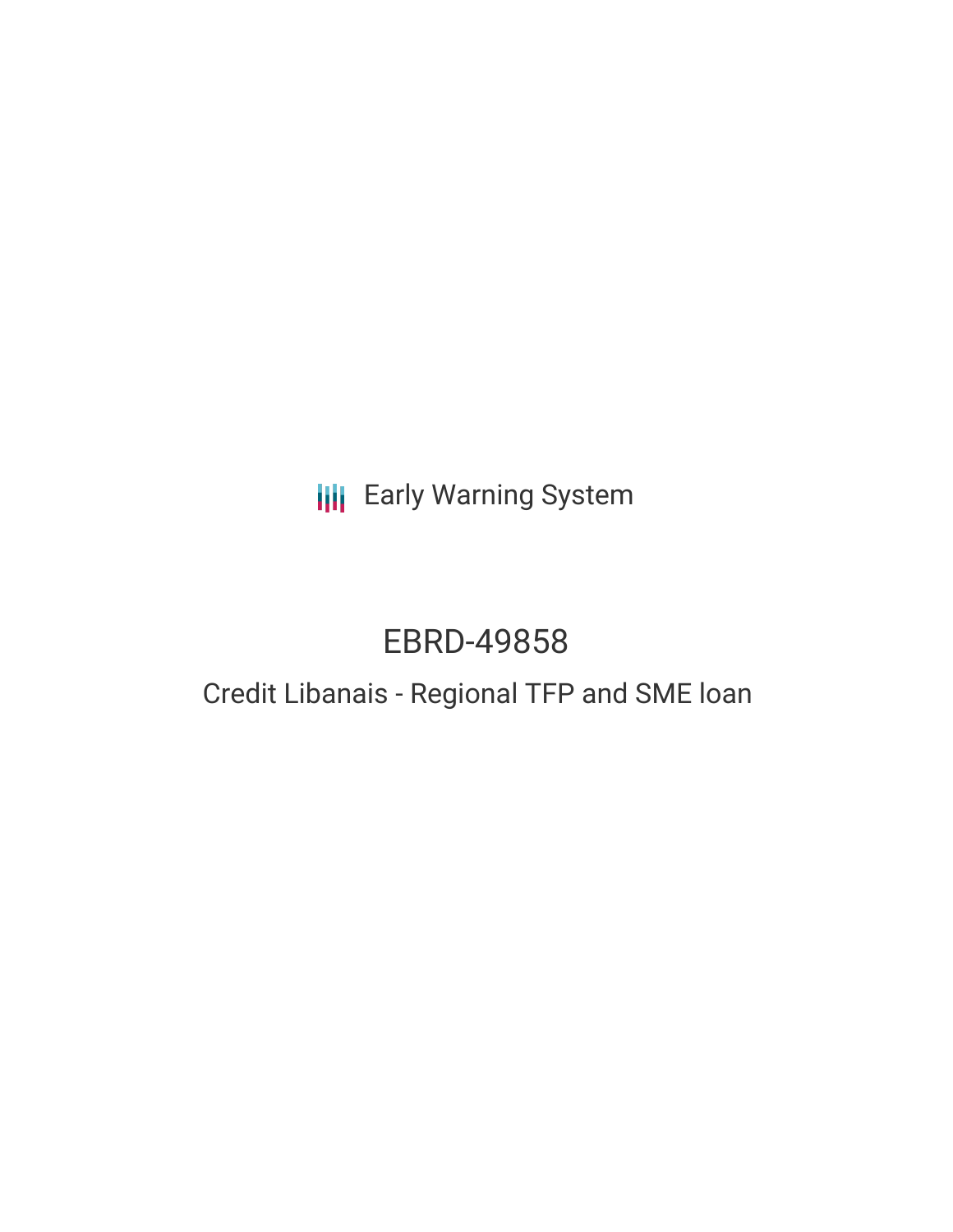Early Warning System

# EBRD-49858

## Credit Libanais - Regional TFP and SME loan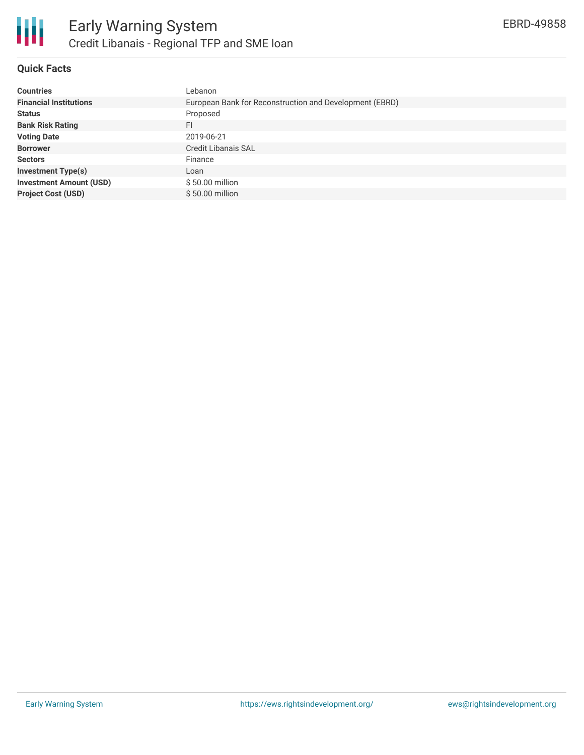# Early Warning System

## Credit Libanais - Regional TFP and SME loan

EBRD-49858

### Quick Facts

| | |
|---|---|
| **Countries** | Lebanon |
| **Financial Institutions** | European Bank for Reconstruction and Development (EBRD) |
| **Status** | Proposed |
| **Bank Risk Rating** | FI |
| **Voting Date** | 2019-06-21 |
| **Borrower** | Credit Libanais SAL |
| **Sectors** | Finance |
| **Investment Type(s)** | Loan |
| **Investment Amount (USD)** | $ 50.00 million |
| **Project Cost (USD)** | $ 50.00 million |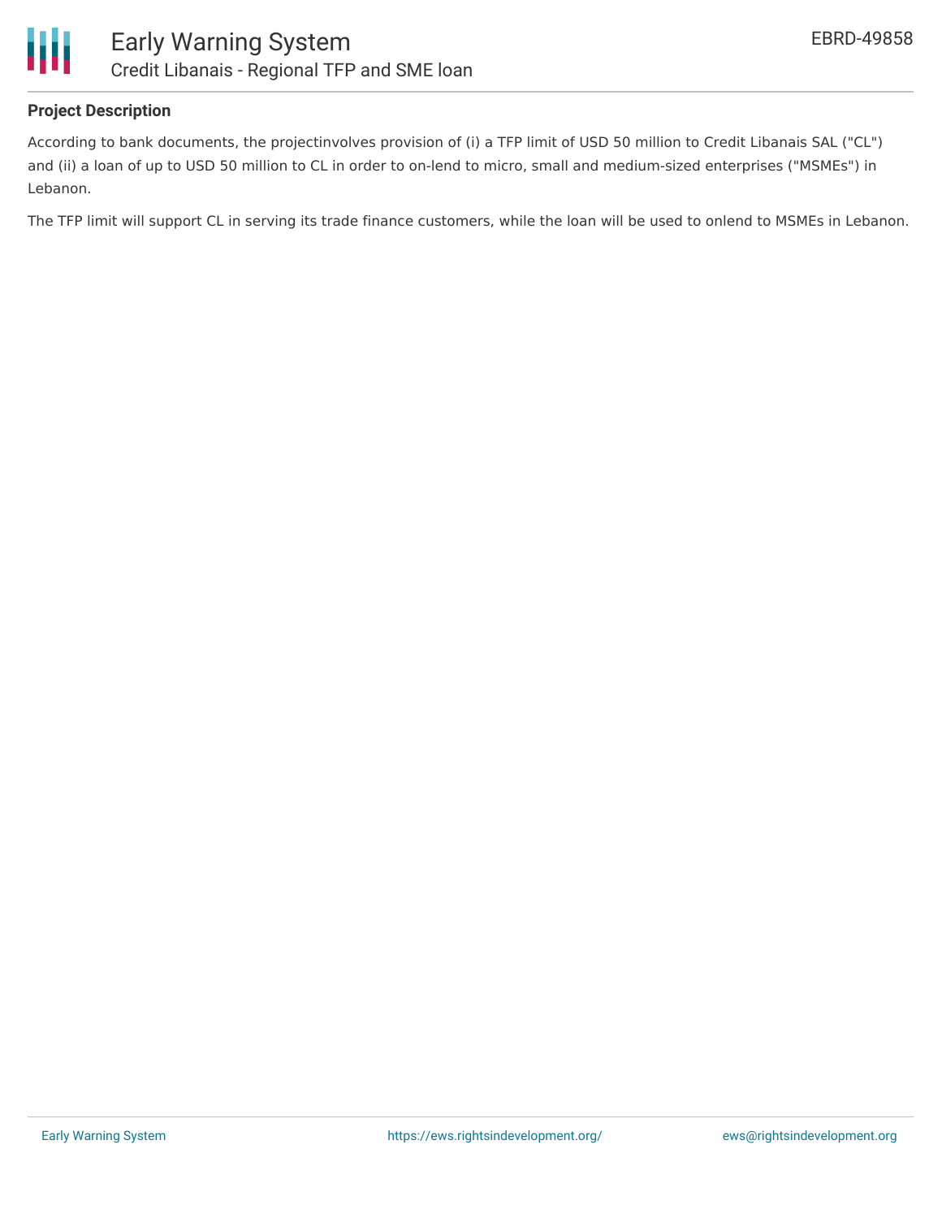## Project Description

According to bank documents, the projectinvolves provision of (i) a TFP limit of USD 50 million to Credit Libanais SAL ("CL") and (ii) a loan of up to USD 50 million to CL in order to on-lend to micro, small and medium-sized enterprises ("MSMEs") in Lebanon.

The TFP limit will support CL in serving its trade finance customers, while the loan will be used to onlend to MSMEs in Lebanon.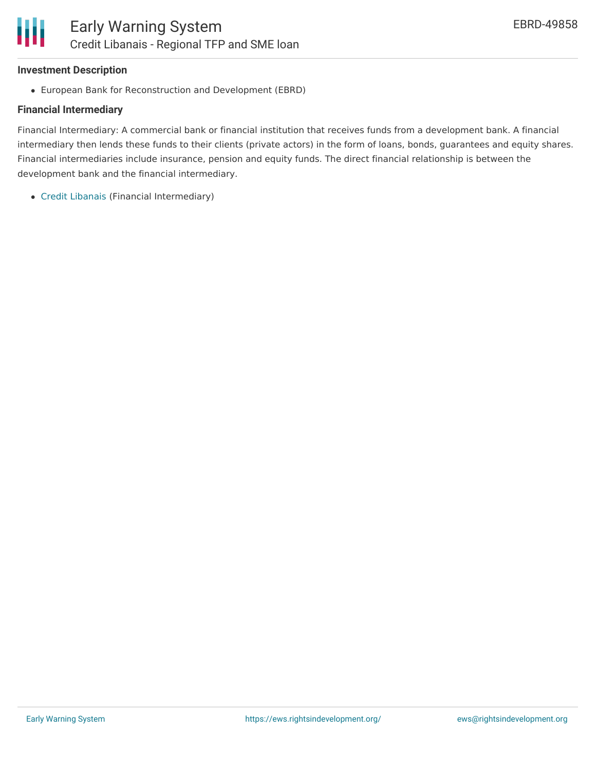**Investment Description**

- European Bank for Reconstruction and Development (EBRD)

**Financial Intermediary**

Financial Intermediary: A commercial bank or financial institution that receives funds from a development bank. A financial intermediary then lends these funds to their clients (private actors) in the form of loans, bonds, guarantees and equity shares. Financial intermediaries include insurance, pension and equity funds. The direct financial relationship is between the development bank and the financial intermediary.

- Credit Libanais (Financial Intermediary)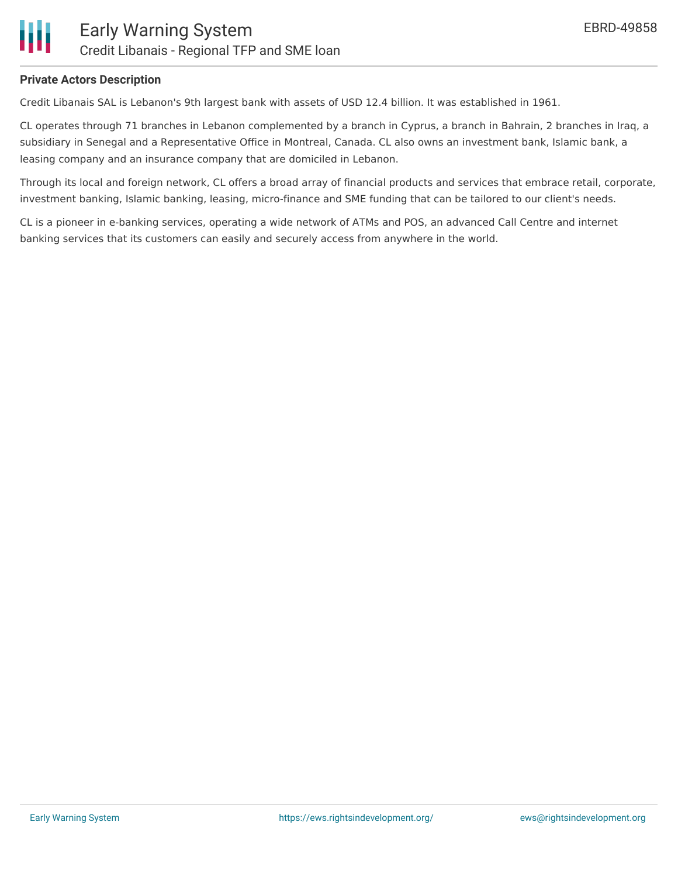### Private Actors Description

Credit Libanais SAL is Lebanon's 9th largest bank with assets of USD 12.4 billion. It was established in 1961.

CL operates through 71 branches in Lebanon complemented by a branch in Cyprus, a branch in Bahrain, 2 branches in Iraq, a subsidiary in Senegal and a Representative Office in Montreal, Canada. CL also owns an investment bank, Islamic bank, a leasing company and an insurance company that are domiciled in Lebanon.

Through its local and foreign network, CL offers a broad array of financial products and services that embrace retail, corporate, investment banking, Islamic banking, leasing, micro-finance and SME funding that can be tailored to our client's needs.

CL is a pioneer in e-banking services, operating a wide network of ATMs and POS, an advanced Call Centre and internet banking services that its customers can easily and securely access from anywhere in the world.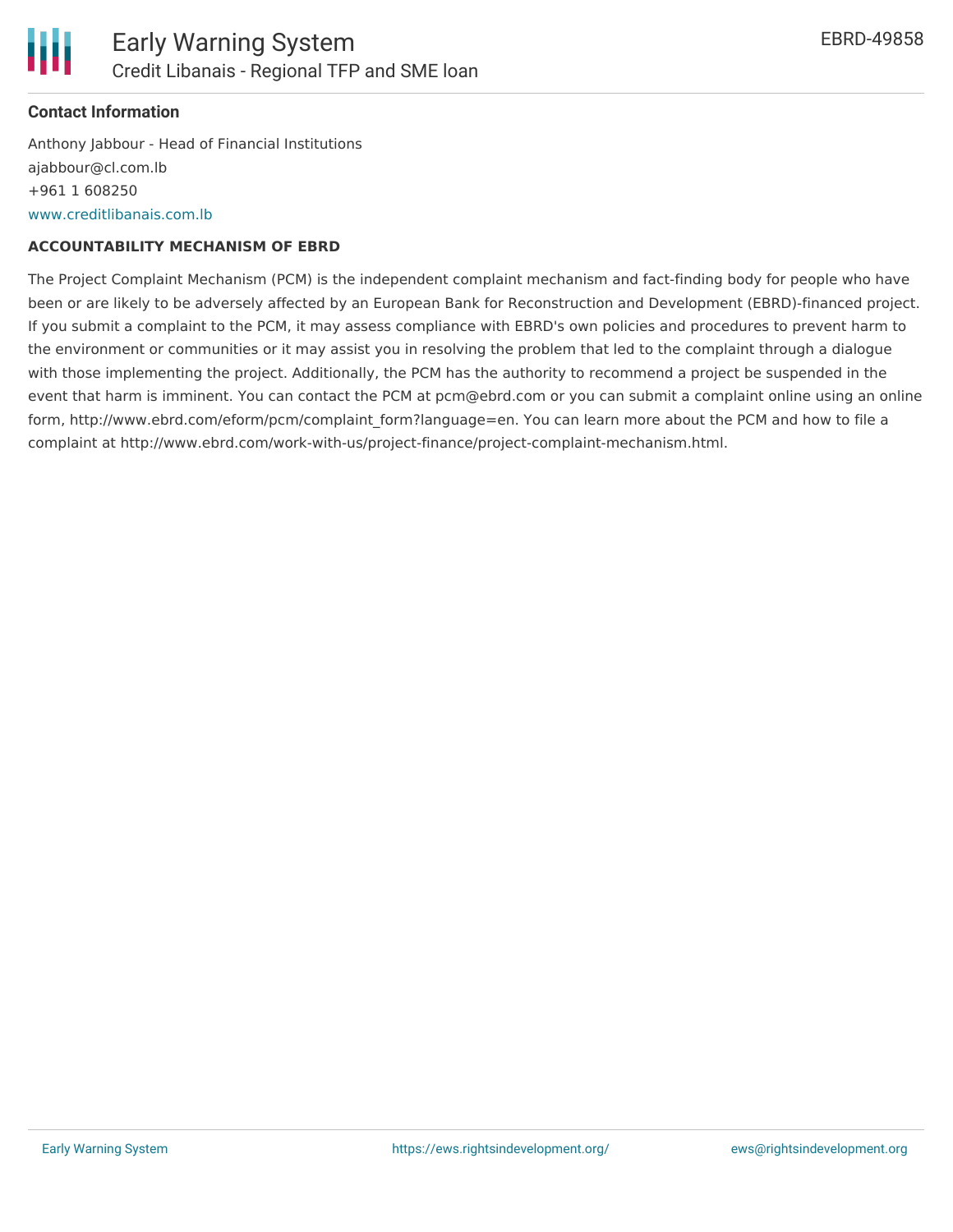**Contact Information**

Anthony Jabbour - Head of Financial Institutions
ajabbour@cl.com.lb
+961 1 608250
www.creditlibanais.com.lb

**ACCOUNTABILITY MECHANISM OF EBRD**

The Project Complaint Mechanism (PCM) is the independent complaint mechanism and fact-finding body for people who have been or are likely to be adversely affected by an European Bank for Reconstruction and Development (EBRD)-financed project. If you submit a complaint to the PCM, it may assess compliance with EBRD's own policies and procedures to prevent harm to the environment or communities or it may assist you in resolving the problem that led to the complaint through a dialogue with those implementing the project. Additionally, the PCM has the authority to recommend a project be suspended in the event that harm is imminent. You can contact the PCM at pcm@ebrd.com or you can submit a complaint online using an online form, http://www.ebrd.com/eform/pcm/complaint_form?language=en. You can learn more about the PCM and how to file a complaint at http://www.ebrd.com/work-with-us/project-finance/project-complaint-mechanism.html.